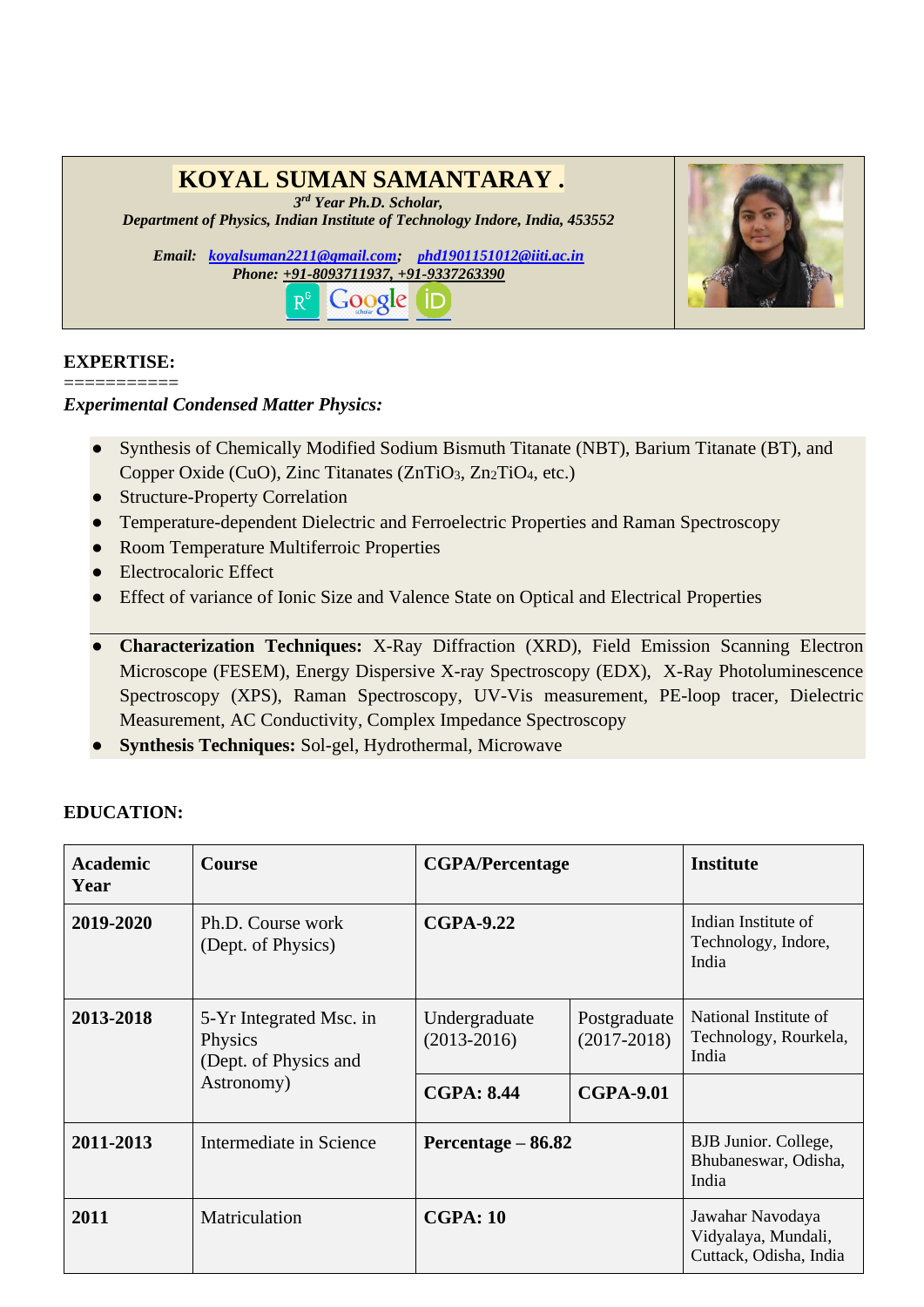# KOYAL SUMAN SAMANTARAY .

*3rd Year Ph.D. Scholar,*
*Department of Physics, Indian Institute of Technology Indore, India, 453552*

***Email:*** *koyalsuman2211@gmail.com; phd1901151012@iiti.ac.in*
***Phone:*** *+91-8093711937, +91-9337263390*

## EXPERTISE:

===========

*Experimental Condensed Matter Physics:*

- Synthesis of Chemically Modified Sodium Bismuth Titanate (NBT), Barium Titanate (BT), and Copper Oxide (CuO), Zinc Titanates ($ZnTiO_3$, $Zn_2TiO_4$, etc.)
- Structure-Property Correlation
- Temperature-dependent Dielectric and Ferroelectric Properties and Raman Spectroscopy
- Room Temperature Multiferroic Properties
- Electrocaloric Effect
- Effect of variance of Ionic Size and Valence State on Optical and Electrical Properties

- **Characterization Techniques:** X-Ray Diffraction (XRD), Field Emission Scanning Electron Microscope (FESEM), Energy Dispersive X-ray Spectroscopy (EDX), X-Ray Photoluminescence Spectroscopy (XPS), Raman Spectroscopy, UV-Vis measurement, PE-loop tracer, Dielectric Measurement, AC Conductivity, Complex Impedance Spectroscopy
- **Synthesis Techniques:** Sol-gel, Hydrothermal, Microwave

## EDUCATION:

| Academic Year | Course | CGPA/Percentage | | Institute |
|---|---|---|---|---|
| **2019-2020** | Ph.D. Course work (Dept. of Physics) | **CGPA-9.22** | | Indian Institute of Technology, Indore, India |
| **2013-2018** | 5-Yr Integrated Msc. in Physics (Dept. of Physics and Astronomy) | Undergraduate (2013-2016) | Postgraduate (2017-2018) | National Institute of Technology, Rourkela, India |
| | | **CGPA: 8.44** | **CGPA-9.01** | |
| **2011-2013** | Intermediate in Science | **Percentage – 86.82** | | BJB Junior. College, Bhubaneswar, Odisha, India |
| **2011** | Matriculation | **CGPA: 10** | | Jawahar Navodaya Vidyalaya, Mundali, Cuttack, Odisha, India |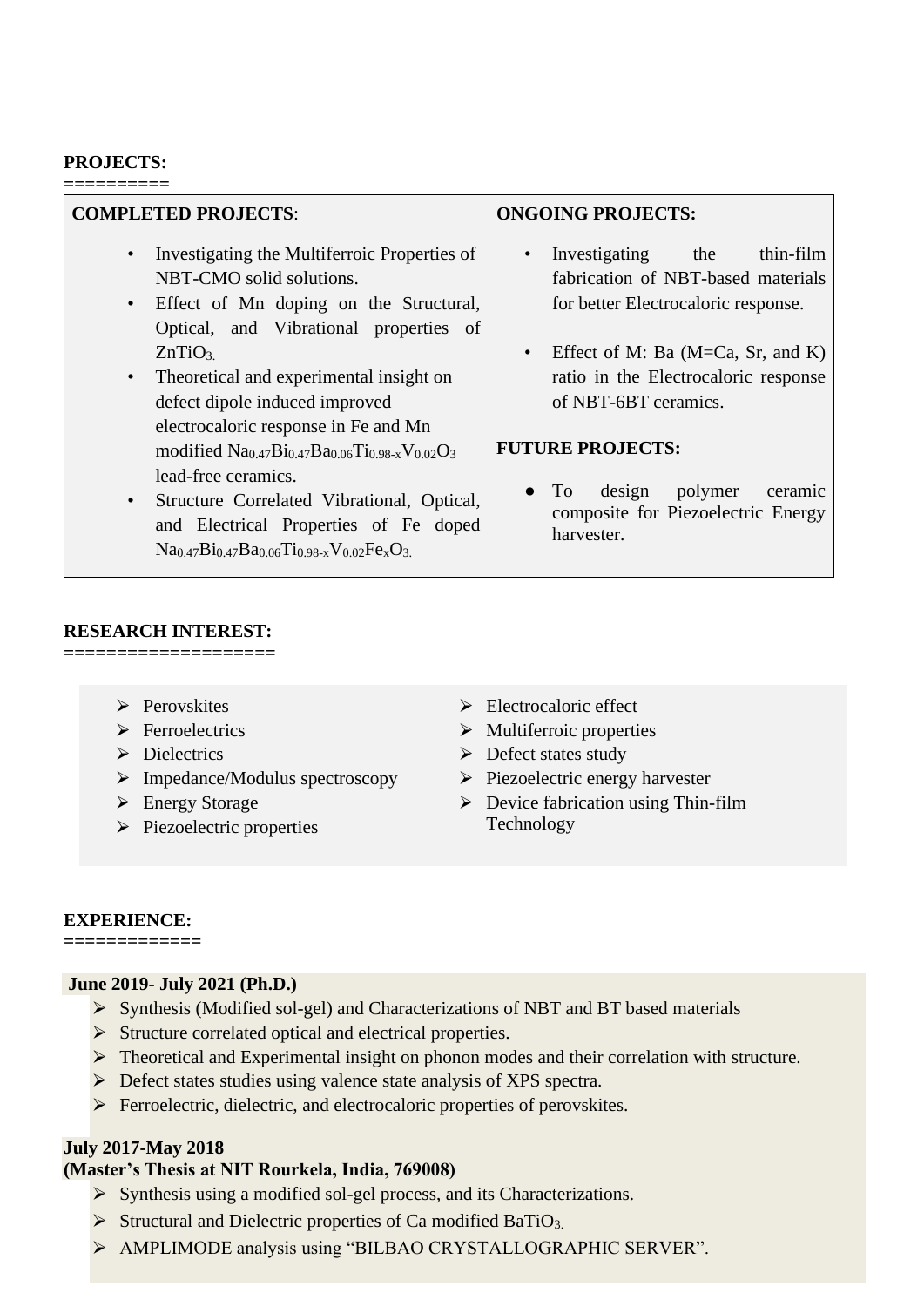**PROJECTS:**

==========

| **COMPLETED PROJECTS**: | **ONGOING PROJECTS:** |
|---|---|
| • Investigating the Multiferroic Properties of NBT-CMO solid solutions.<br>• Effect of Mn doping on the Structural, Optical, and Vibrational properties of $ZnTiO_3$.<br>• Theoretical and experimental insight on defect dipole induced improved electrocaloric response in Fe and Mn modified $Na_{0.47}Bi_{0.47}Ba_{0.06}Ti_{0.98-x}V_{0.02}O_3$ lead-free ceramics.<br>• Structure Correlated Vibrational, Optical, and Electrical Properties of Fe doped $Na_{0.47}Bi_{0.47}Ba_{0.06}Ti_{0.98-x}V_{0.02}Fe_xO_3$. | • Investigating the thin-film fabrication of NBT-based materials for better Electrocaloric response.<br>• Effect of M: Ba (M=Ca, Sr, and K) ratio in the Electrocaloric response of NBT-6BT ceramics.<br><br>**FUTURE PROJECTS:**<br>• To design polymer ceramic composite for Piezoelectric Energy harvester. |

**RESEARCH INTEREST:**

====================

- Perovskites
- Ferroelectrics
- Dielectrics
- Impedance/Modulus spectroscopy
- Energy Storage
- Piezoelectric properties
- Electrocaloric effect
- Multiferroic properties
- Defect states study
- Piezoelectric energy harvester
- Device fabrication using Thin-film Technology

**EXPERIENCE:**

=============

**June 2019- July 2021 (Ph.D.)**

- Synthesis (Modified sol-gel) and Characterizations of NBT and BT based materials
- Structure correlated optical and electrical properties.
- Theoretical and Experimental insight on phonon modes and their correlation with structure.
- Defect states studies using valence state analysis of XPS spectra.
- Ferroelectric, dielectric, and electrocaloric properties of perovskites.

**July 2017-May 2018**
**(Master's Thesis at NIT Rourkela, India, 769008)**

- Synthesis using a modified sol-gel process, and its Characterizations.
- Structural and Dielectric properties of Ca modified $BaTiO_3$.
- AMPLIMODE analysis using "BILBAO CRYSTALLOGRAPHIC SERVER".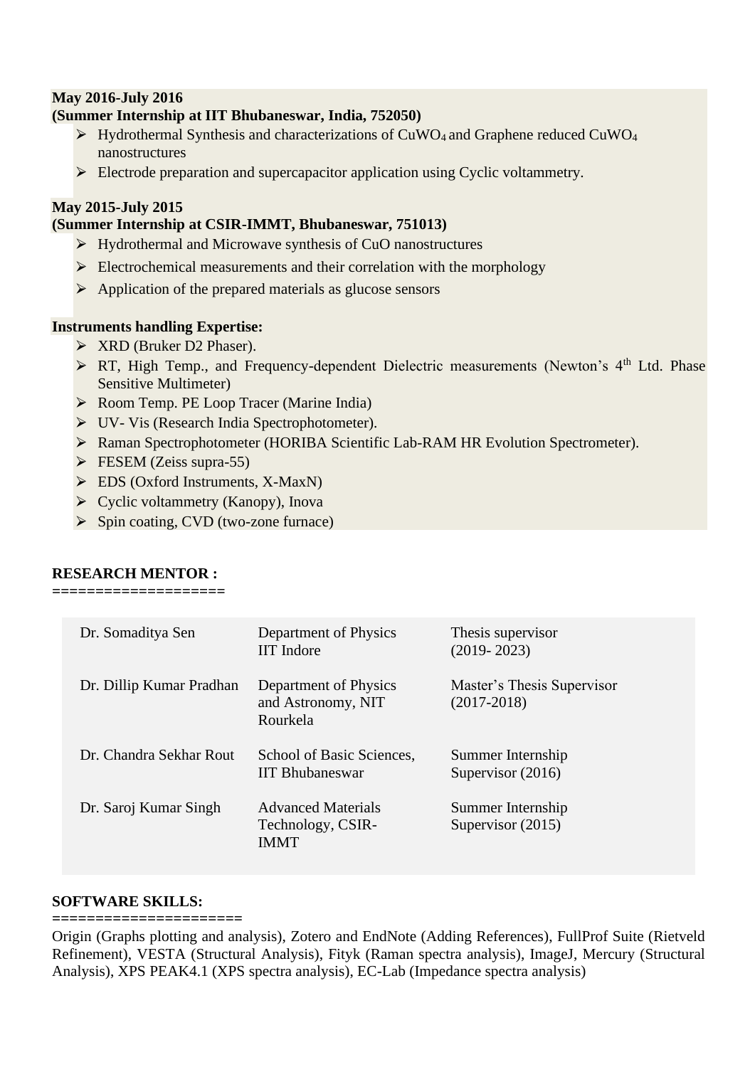**May 2016-July 2016**
**(Summer Internship at IIT Bhubaneswar, India, 752050)**

- Hydrothermal Synthesis and characterizations of $CuWO_4$ and Graphene reduced $CuWO_4$ nanostructures
- Electrode preparation and supercapacitor application using Cyclic voltammetry.

**May 2015-July 2015**
**(Summer Internship at CSIR-IMMT, Bhubaneswar, 751013)**

- Hydrothermal and Microwave synthesis of CuO nanostructures
- Electrochemical measurements and their correlation with the morphology
- Application of the prepared materials as glucose sensors

**Instruments handling Expertise:**

- XRD (Bruker D2 Phaser).
- RT, High Temp., and Frequency-dependent Dielectric measurements (Newton's 4$^{th}$ Ltd. Phase Sensitive Multimeter)
- Room Temp. PE Loop Tracer (Marine India)
- UV- Vis (Research India Spectrophotometer).
- Raman Spectrophotometer (HORIBA Scientific Lab-RAM HR Evolution Spectrometer).
- FESEM (Zeiss supra-55)
- EDS (Oxford Instruments, X-MaxN)
- Cyclic voltammetry (Kanopy), Inova
- Spin coating, CVD (two-zone furnace)

**RESEARCH MENTOR :**
====================

| | | |
|---|---|---|
| Dr. Somaditya Sen | Department of Physics IIT Indore | Thesis supervisor (2019- 2023) |
| Dr. Dillip Kumar Pradhan | Department of Physics and Astronomy, NIT Rourkela | Master's Thesis Supervisor (2017-2018) |
| Dr. Chandra Sekhar Rout | School of Basic Sciences, IIT Bhubaneswar | Summer Internship Supervisor (2016) |
| Dr. Saroj Kumar Singh | Advanced Materials Technology, CSIR-IMMT | Summer Internship Supervisor (2015) |

**SOFTWARE SKILLS:**
=====================

Origin (Graphs plotting and analysis), Zotero and EndNote (Adding References), FullProf Suite (Rietveld Refinement), VESTA (Structural Analysis), Fityk (Raman spectra analysis), ImageJ, Mercury (Structural Analysis), XPS PEAK4.1 (XPS spectra analysis), EC-Lab (Impedance spectra analysis)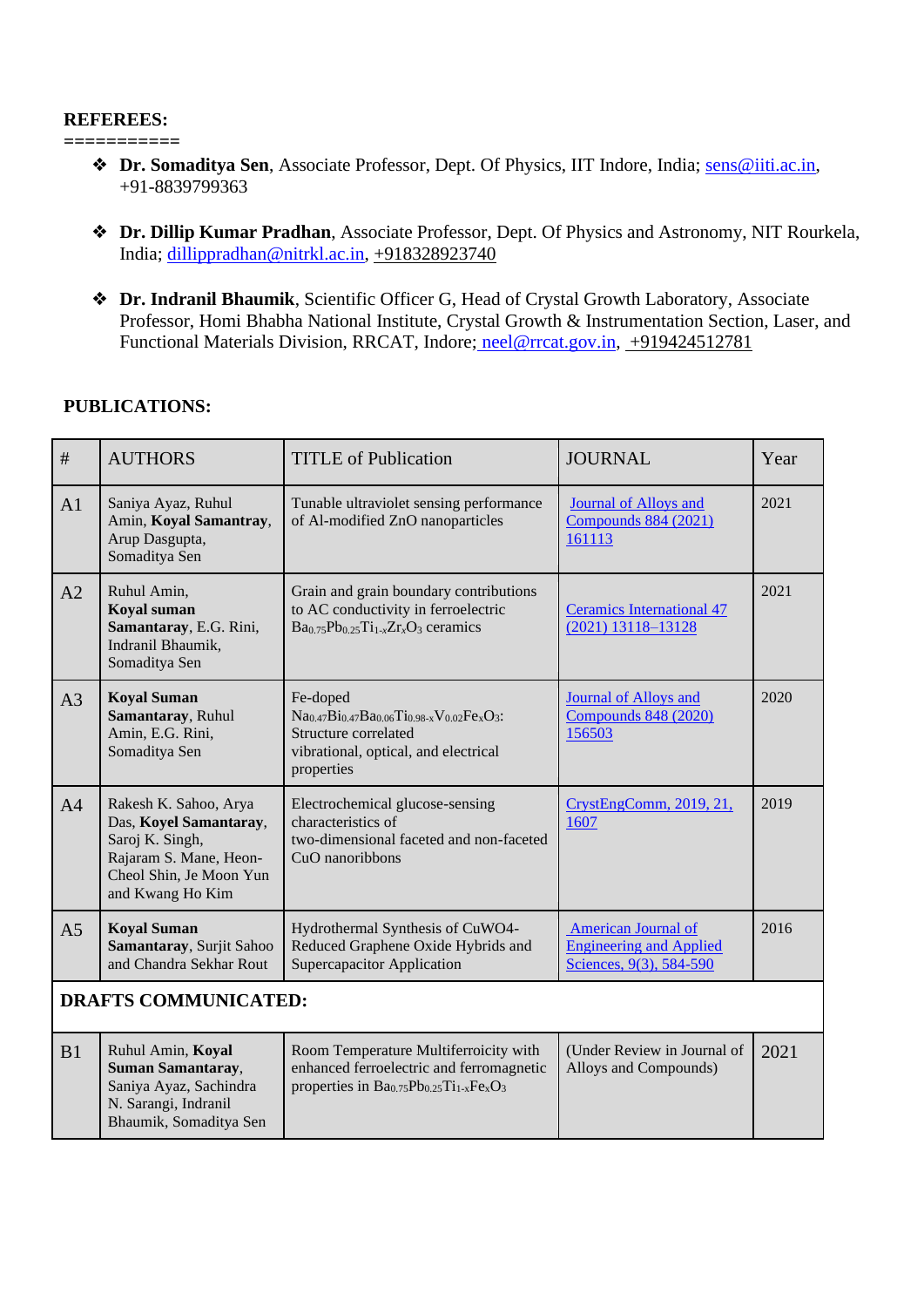**REFEREES:**

===========

- **Dr. Somaditya Sen**, Associate Professor, Dept. Of Physics, IIT Indore, India; sens@iiti.ac.in, +91-8839799363

- **Dr. Dillip Kumar Pradhan**, Associate Professor, Dept. Of Physics and Astronomy, NIT Rourkela, India; dillippradhan@nitrkl.ac.in, +918328923740

- **Dr. Indranil Bhaumik**, Scientific Officer G, Head of Crystal Growth Laboratory, Associate Professor, Homi Bhabha National Institute, Crystal Growth & Instrumentation Section, Laser, and Functional Materials Division, RRCAT, Indore; neel@rrcat.gov.in, +919424512781

**PUBLICATIONS:**

| # | AUTHORS | TITLE of Publication | JOURNAL | Year |
|---|---|---|---|---|
| A1 | Saniya Ayaz, Ruhul Amin, **Koyal Samantray**, Arup Dasgupta, Somaditya Sen | Tunable ultraviolet sensing performance of Al-modified ZnO nanoparticles | Journal of Alloys and Compounds 884 (2021) 161113 | 2021 |
| A2 | Ruhul Amin, **Koyal suman Samantray**, E.G. Rini, Indranil Bhaumik, Somaditya Sen | Grain and grain boundary contributions to AC conductivity in ferroelectric $Ba_{0.75}Pb_{0.25}Ti_{1-x}Zr_xO_3$ ceramics | Ceramics International 47 (2021) 13118–13128 | 2021 |
| A3 | **Koyal Suman Samantray**, Ruhul Amin, E.G. Rini, Somaditya Sen | Fe-doped $Na_{0.47}Bi_{0.47}Ba_{0.06}Ti_{0.98-x}V_{0.02}Fe_xO_3$: Structure correlated vibrational, optical, and electrical properties | Journal of Alloys and Compounds 848 (2020) 156503 | 2020 |
| A4 | Rakesh K. Sahoo, Arya Das, **Koyel Samantaray**, Saroj K. Singh, Rajaram S. Mane, Heon-Cheol Shin, Je Moon Yun and Kwang Ho Kim | Electrochemical glucose-sensing characteristics of two-dimensional faceted and non-faceted CuO nanoribbons | CrystEngComm, 2019, 21, 1607 | 2019 |
| A5 | **Koyal Suman Samantaray**, Surjit Sahoo and Chandra Sekhar Rout | Hydrothermal Synthesis of CuWO4-Reduced Graphene Oxide Hybrids and Supercapacitor Application | American Journal of Engineering and Applied Sciences, 9(3), 584-590 | 2016 |
| **DRAFTS COMMUNICATED:** | | | | |
| B1 | Ruhul Amin, **Koyal Suman Samantray**, Saniya Ayaz, Sachindra N. Sarangi, Indranil Bhaumik, Somaditya Sen | Room Temperature Multiferroicity with enhanced ferroelectric and ferromagnetic properties in $Ba_{0.75}Pb_{0.25}Ti_{1-x}Fe_xO_3$ | (Under Review in Journal of Alloys and Compounds) | 2021 |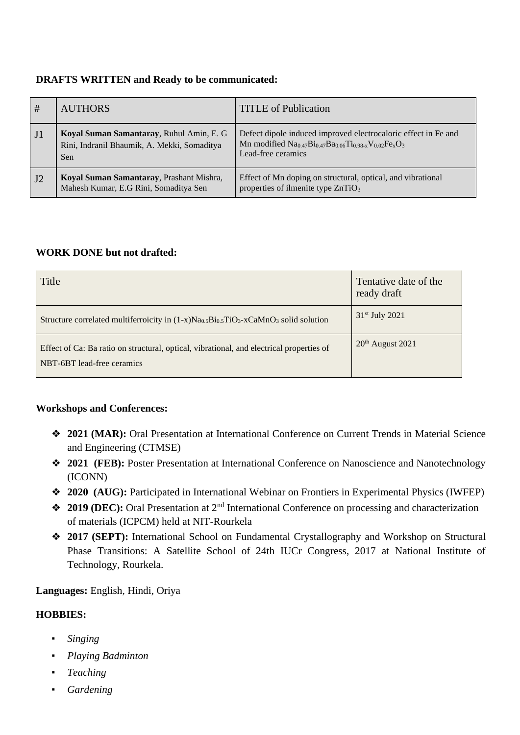**DRAFTS WRITTEN and Ready to be communicated:**

| # | AUTHORS | TITLE of Publication |
|---|---|---|
| J1 | **Koyal Suman Samantaray**, Ruhul Amin, E. G Rini, Indranil Bhaumik, A. Mekki, Somaditya Sen | Defect dipole induced improved electrocaloric effect in Fe and Mn modified $Na_{0.47}Bi_{0.47}Ba_{0.06}Ti_{0.98-x}V_{0.02}Fe_xO_3$ Lead-free ceramics |
| J2 | **Koyal Suman Samantaray**, Prashant Mishra, Mahesh Kumar, E.G Rini, Somaditya Sen | Effect of Mn doping on structural, optical, and vibrational properties of ilmenite type $ZnTiO_3$ |

**WORK DONE but not drafted:**

| Title | Tentative date of the ready draft |
|---|---|
| Structure correlated multiferroicity in $(1-x)Na_{0.5}Bi_{0.5}TiO_3$-$xCaMnO_3$ solid solution | 31st July 2021 |
| Effect of Ca: Ba ratio on structural, optical, vibrational, and electrical properties of NBT-6BT lead-free ceramics | 20th August 2021 |

**Workshops and Conferences:**

- **2021 (MAR):** Oral Presentation at International Conference on Current Trends in Material Science and Engineering (CTMSE)
- **2021 (FEB):** Poster Presentation at International Conference on Nanoscience and Nanotechnology (ICONN)
- **2020 (AUG):** Participated in International Webinar on Frontiers in Experimental Physics (IWFEP)
- **2019 (DEC):** Oral Presentation at 2nd International Conference on processing and characterization of materials (ICPCM) held at NIT-Rourkela
- **2017 (SEPT):** International School on Fundamental Crystallography and Workshop on Structural Phase Transitions: A Satellite School of 24th IUCr Congress, 2017 at National Institute of Technology, Rourkela.

**Languages:** English, Hindi, Oriya

**HOBBIES:**

- *Singing*
- *Playing Badminton*
- *Teaching*
- *Gardening*